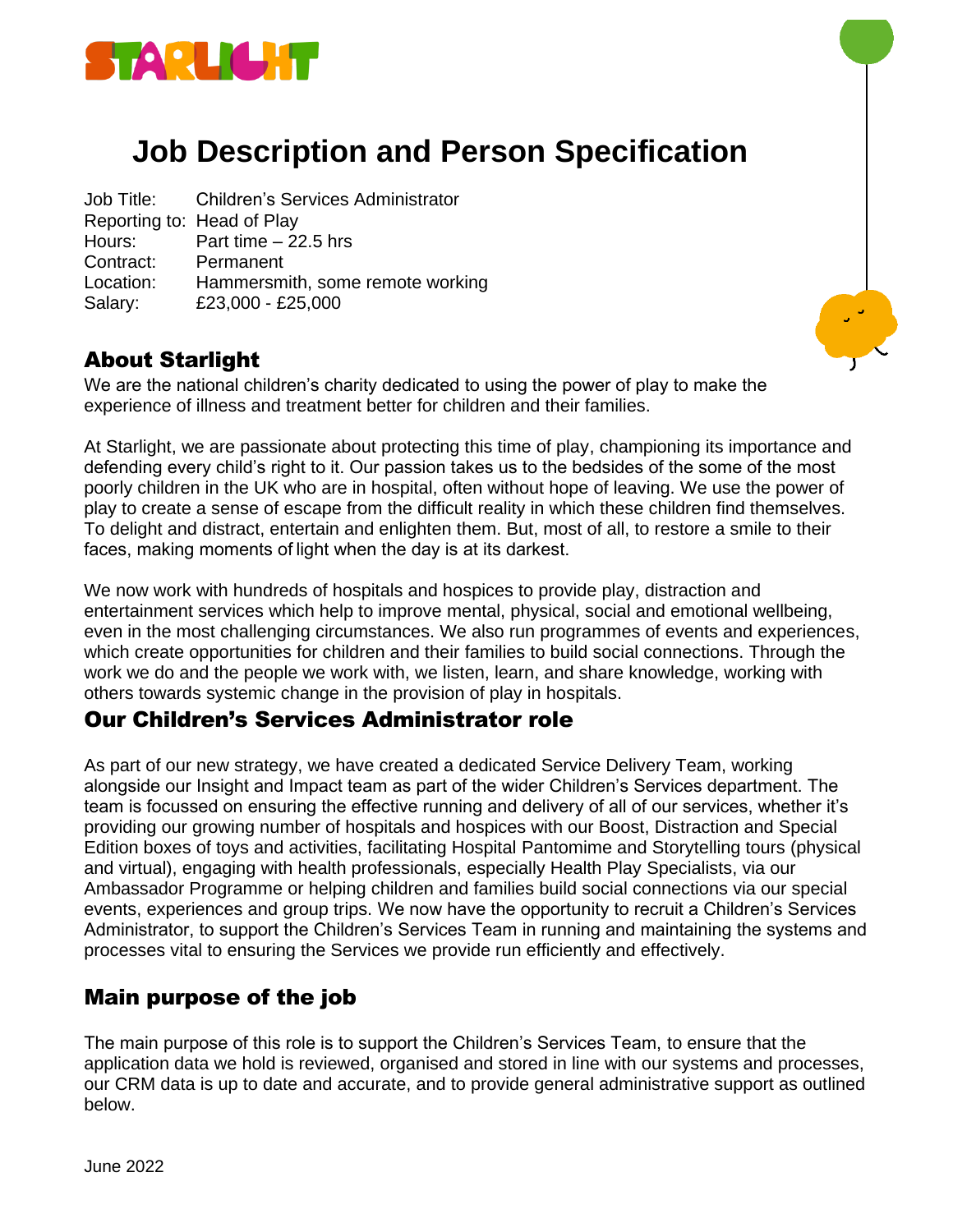STARLIGHT

# Job Description and Person Specification

| | |
|---|---|
| Job Title: | Children's Services Administrator |
| Reporting to: | Head of Play |
| Hours: | Part time – 22.5 hrs |
| Contract: | Permanent |
| Location: | Hammersmith, some remote working |
| Salary: | £23,000 - £25,000 |

## About Starlight

We are the national children's charity dedicated to using the power of play to make the experience of illness and treatment better for children and their families.

At Starlight, we are passionate about protecting this time of play, championing its importance and defending every child's right to it. Our passion takes us to the bedsides of the some of the most poorly children in the UK who are in hospital, often without hope of leaving. We use the power of play to create a sense of escape from the difficult reality in which these children find themselves. To delight and distract, entertain and enlighten them. But, most of all, to restore a smile to their faces, making moments of light when the day is at its darkest.

We now work with hundreds of hospitals and hospices to provide play, distraction and entertainment services which help to improve mental, physical, social and emotional wellbeing, even in the most challenging circumstances. We also run programmes of events and experiences, which create opportunities for children and their families to build social connections. Through the work we do and the people we work with, we listen, learn, and share knowledge, working with others towards systemic change in the provision of play in hospitals.

## Our Children's Services Administrator role

As part of our new strategy, we have created a dedicated Service Delivery Team, working alongside our Insight and Impact team as part of the wider Children's Services department. The team is focussed on ensuring the effective running and delivery of all of our services, whether it's providing our growing number of hospitals and hospices with our Boost, Distraction and Special Edition boxes of toys and activities, facilitating Hospital Pantomime and Storytelling tours (physical and virtual), engaging with health professionals, especially Health Play Specialists, via our Ambassador Programme or helping children and families build social connections via our special events, experiences and group trips. We now have the opportunity to recruit a Children's Services Administrator, to support the Children's Services Team in running and maintaining the systems and processes vital to ensuring the Services we provide run efficiently and effectively.

## Main purpose of the job

The main purpose of this role is to support the Children's Services Team, to ensure that the application data we hold is reviewed, organised and stored in line with our systems and processes, our CRM data is up to date and accurate, and to provide general administrative support as outlined below.

June 2022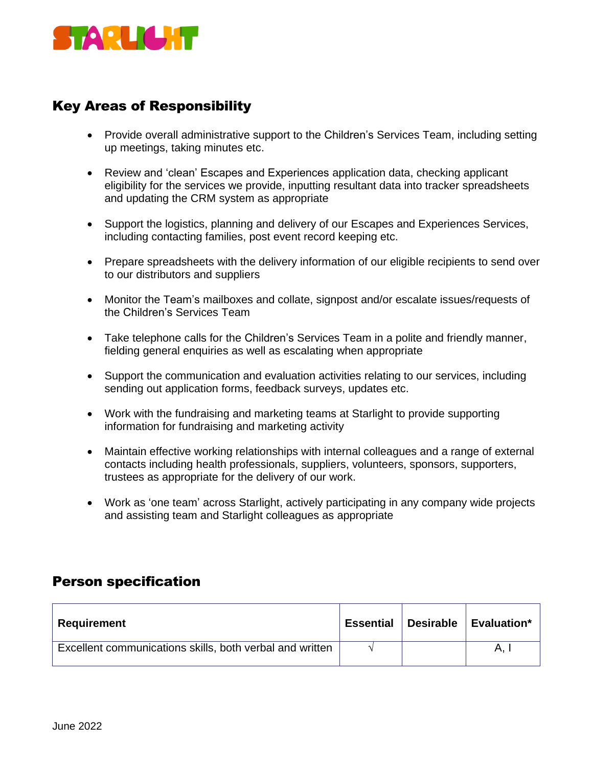## Key Areas of Responsibility

- Provide overall administrative support to the Children's Services Team, including setting up meetings, taking minutes etc.
- Review and 'clean' Escapes and Experiences application data, checking applicant eligibility for the services we provide, inputting resultant data into tracker spreadsheets and updating the CRM system as appropriate
- Support the logistics, planning and delivery of our Escapes and Experiences Services, including contacting families, post event record keeping etc.
- Prepare spreadsheets with the delivery information of our eligible recipients to send over to our distributors and suppliers
- Monitor the Team's mailboxes and collate, signpost and/or escalate issues/requests of the Children's Services Team
- Take telephone calls for the Children's Services Team in a polite and friendly manner, fielding general enquiries as well as escalating when appropriate
- Support the communication and evaluation activities relating to our services, including sending out application forms, feedback surveys, updates etc.
- Work with the fundraising and marketing teams at Starlight to provide supporting information for fundraising and marketing activity
- Maintain effective working relationships with internal colleagues and a range of external contacts including health professionals, suppliers, volunteers, sponsors, supporters, trustees as appropriate for the delivery of our work.
- Work as 'one team' across Starlight, actively participating in any company wide projects and assisting team and Starlight colleagues as appropriate

## Person specification

| Requirement | Essential | Desirable | Evaluation* |
|---|---|---|---|
| Excellent communications skills, both verbal and written | √ | | A, I |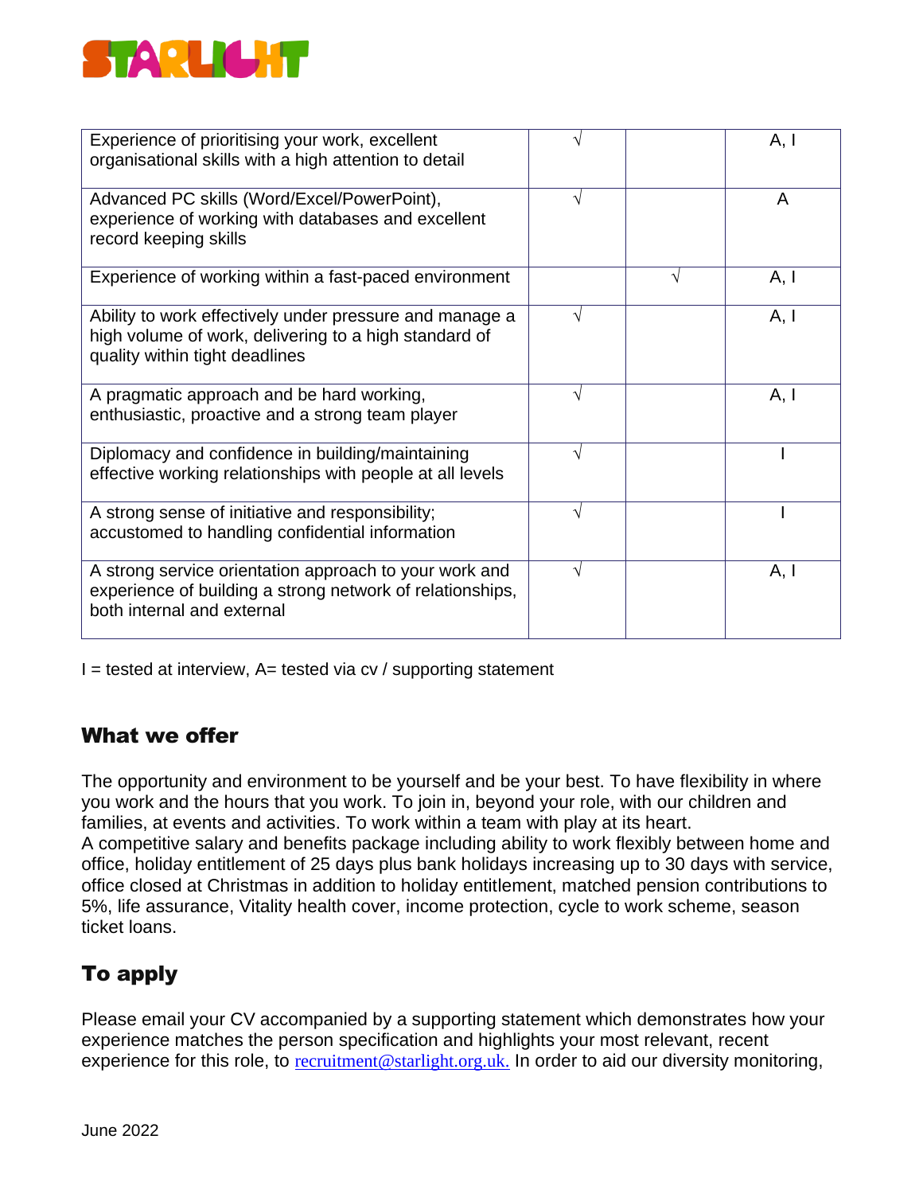| | | | |
|---|---|---|---|
| Experience of prioritising your work, excellent organisational skills with a high attention to detail | √ | | A, I |
| Advanced PC skills (Word/Excel/PowerPoint), experience of working with databases and excellent record keeping skills | √ | | A |
| Experience of working within a fast-paced environment | | √ | A, I |
| Ability to work effectively under pressure and manage a high volume of work, delivering to a high standard of quality within tight deadlines | √ | | A, I |
| A pragmatic approach and be hard working, enthusiastic, proactive and a strong team player | √ | | A, I |
| Diplomacy and confidence in building/maintaining effective working relationships with people at all levels | √ | | I |
| A strong sense of initiative and responsibility; accustomed to handling confidential information | √ | | I |
| A strong service orientation approach to your work and experience of building a strong network of relationships, both internal and external | √ | | A, I |

I = tested at interview, A= tested via cv / supporting statement

## What we offer

The opportunity and environment to be yourself and be your best. To have flexibility in where you work and the hours that you work. To join in, beyond your role, with our children and families, at events and activities. To work within a team with play at its heart.
A competitive salary and benefits package including ability to work flexibly between home and office, holiday entitlement of 25 days plus bank holidays increasing up to 30 days with service, office closed at Christmas in addition to holiday entitlement, matched pension contributions to 5%, life assurance, Vitality health cover, income protection, cycle to work scheme, season ticket loans.

## To apply

Please email your CV accompanied by a supporting statement which demonstrates how your experience matches the person specification and highlights your most relevant, recent experience for this role, to recruitment@starlight.org.uk. In order to aid our diversity monitoring,

June 2022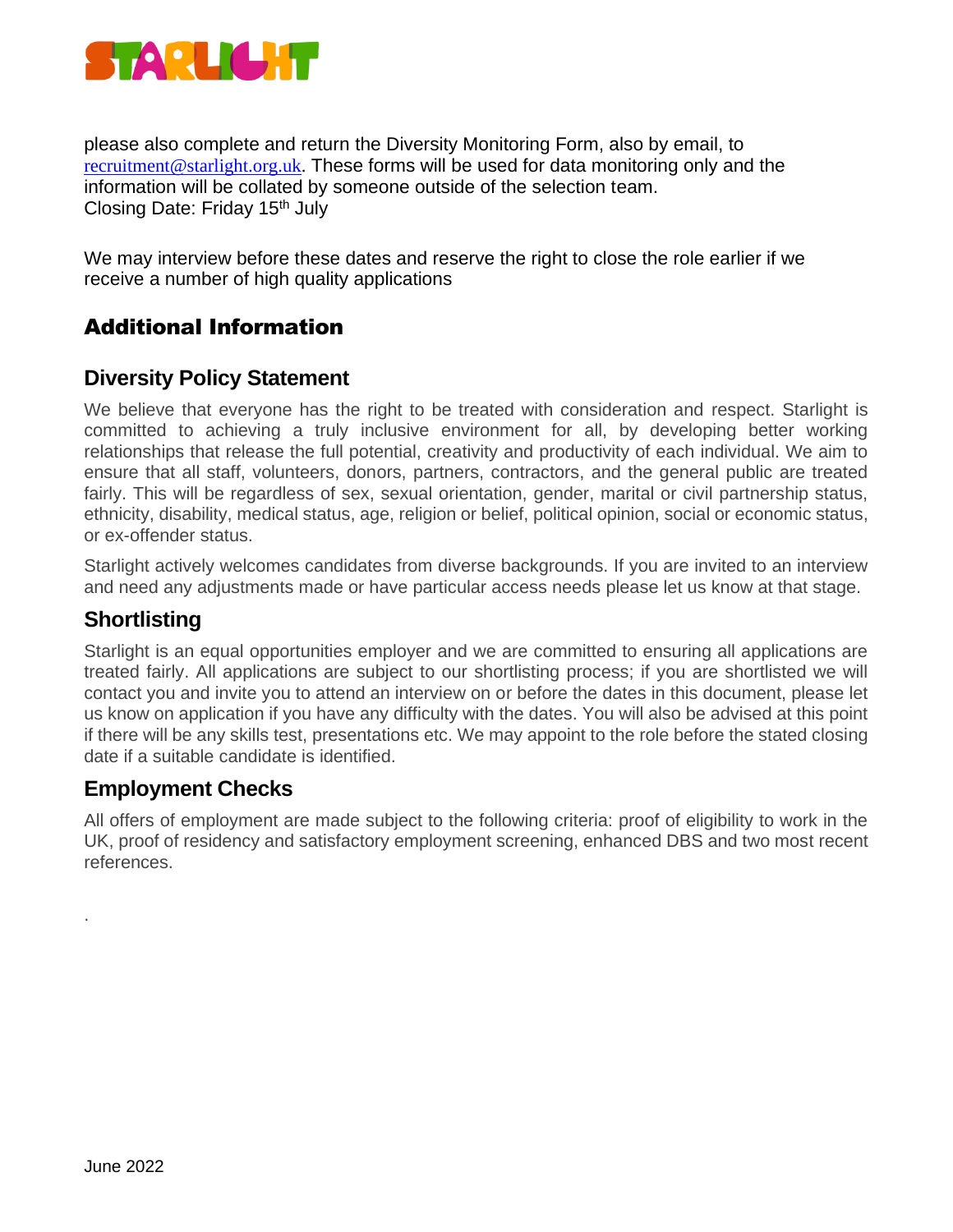please also complete and return the Diversity Monitoring Form, also by email, to recruitment@starlight.org.uk. These forms will be used for data monitoring only and the information will be collated by someone outside of the selection team.
Closing Date: Friday 15th July

We may interview before these dates and reserve the right to close the role earlier if we receive a number of high quality applications

## Additional Information

### Diversity Policy Statement

We believe that everyone has the right to be treated with consideration and respect. Starlight is committed to achieving a truly inclusive environment for all, by developing better working relationships that release the full potential, creativity and productivity of each individual. We aim to ensure that all staff, volunteers, donors, partners, contractors, and the general public are treated fairly. This will be regardless of sex, sexual orientation, gender, marital or civil partnership status, ethnicity, disability, medical status, age, religion or belief, political opinion, social or economic status, or ex-offender status.

Starlight actively welcomes candidates from diverse backgrounds. If you are invited to an interview and need any adjustments made or have particular access needs please let us know at that stage.

### Shortlisting

Starlight is an equal opportunities employer and we are committed to ensuring all applications are treated fairly. All applications are subject to our shortlisting process; if you are shortlisted we will contact you and invite you to attend an interview on or before the dates in this document, please let us know on application if you have any difficulty with the dates. You will also be advised at this point if there will be any skills test, presentations etc. We may appoint to the role before the stated closing date if a suitable candidate is identified.

### Employment Checks

All offers of employment are made subject to the following criteria: proof of eligibility to work in the UK, proof of residency and satisfactory employment screening, enhanced DBS and two most recent references.

.

June 2022